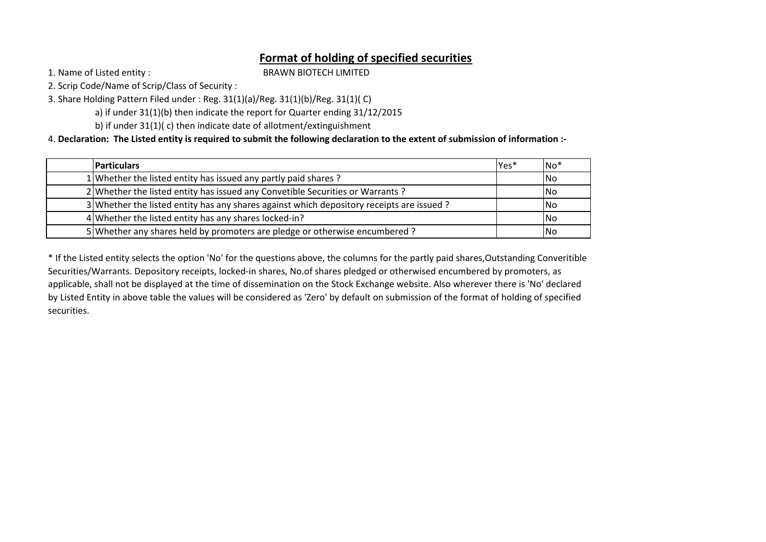## Format of holding of specified securities

1. Name of Listed entity : BRAWN BIOTECH LIMITED

2. Scrip Code/Name of Scrip/Class of Security :

3. Share Holding Pattern Filed under : Reg. 31(1)(a)/Reg. 31(1)(b)/Reg. 31(1)( C)

    a) if under 31(1)(b) then indicate the report for Quarter ending 31/12/2015

    b) if under 31(1)( c) then indicate date of allotment/extinguishment

4. **Declaration: The Listed entity is required to submit the following declaration to the extent of submission of information :-**

| | **Particulars** | Yes* | No* |
|---|---|---|---|
| 1 | Whether the listed entity has issued any partly paid shares ? | | No |
| 2 | Whether the listed entity has issued any Convetible Securities or Warrants ? | | No |
| 3 | Whether the listed entity has any shares against which depository receipts are issued ? | | No |
| 4 | Whether the listed entity has any shares locked-in? | | No |
| 5 | Whether any shares held by promoters are pledge or otherwise encumbered ? | | No |

* If the Listed entity selects the option 'No' for the questions above, the columns for the partly paid shares,Outstanding Converitible Securities/Warrants. Depository receipts, locked-in shares, No.of shares pledged or otherwised encumbered by promoters, as applicable, shall not be displayed at the time of dissemination on the Stock Exchange website. Also wherever there is 'No' declared by Listed Entity in above table the values will be considered as 'Zero' by default on submission of the format of holding of specified securities.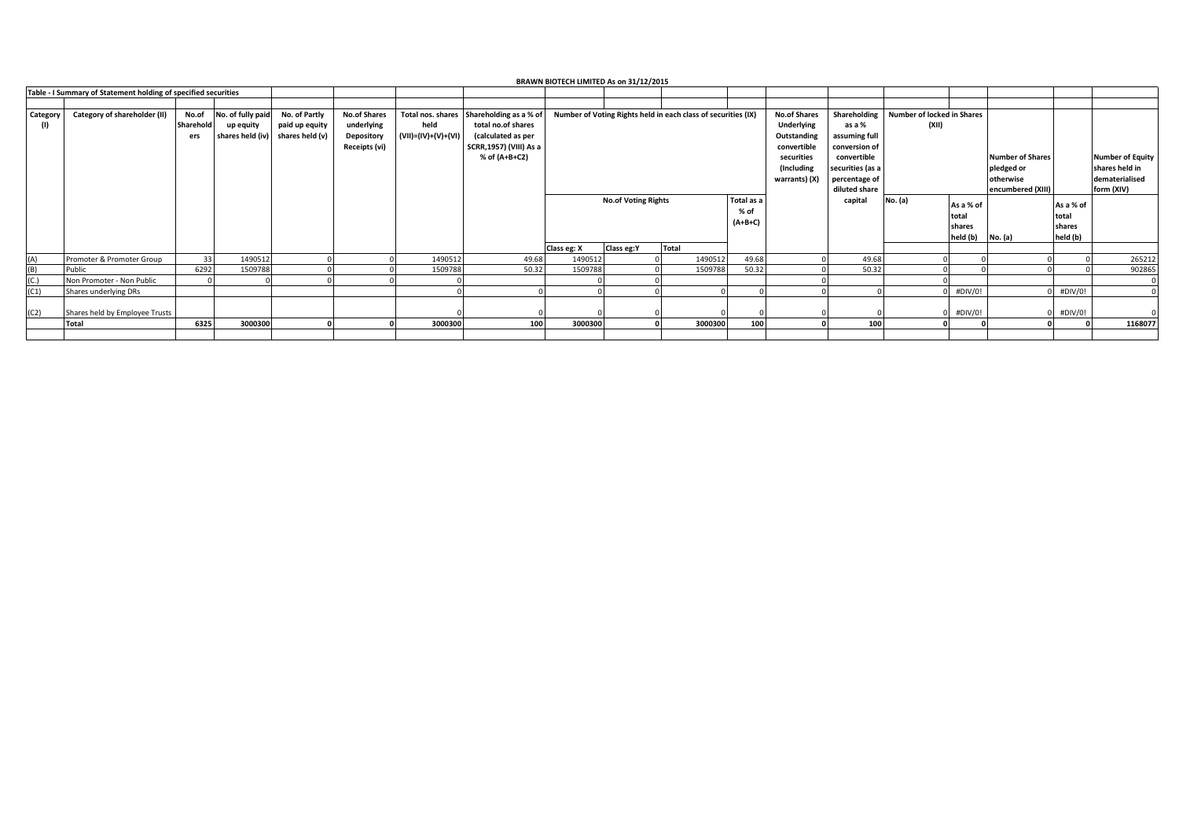# BRAWN BIOTECH LIMITED As on 31/12/2015

## Table - I Summary of Statement holding of specified securities

| Category (I) | Category of shareholder (II) | No.of Shareholders | No. of fully paid up equity shares held (iv) | No. of Partly paid up equity shares held (v) | No.of Shares underlying Depository Receipts (vi) | Total nos. shares held (VII)=(IV)+(V)+(VI) | Shareholding as a % of total no.of shares (calculated as per SCRR,1957) (VIII) As a % of (A+B+C2) | Number of Voting Rights held in each class of securities (IX) | | | | No.of Shares Underlying Outstanding convertible securities (Including warrants) (X) | Shareholding as a % assuming full conversion of convertible securities (as a percentage of diluted share capital | Number of locked in Shares (XII) | | Number of Shares pledged or otherwise encumbered (XIII) | | Number of Equity shares held in dematerialised form (XIV) |
|---|---|---|---|---|---|---|---|---|---|---|---|---|---|---|---|---|---|---|
| | | | | | | | | No.of Voting Rights | | | Total as a % of (A+B+C) | | | No. (a) | As a % of total shares held (b) | No. (a) | As a % of total shares held (b) | |
| | | | | | | | | Class eg: X | Class eg:Y | Total | | | | | | | | |
| (A) | Promoter & Promoter Group | 33 | 1490512 | 0 | 0 | 1490512 | 49.68 | 1490512 | 0 | 1490512 | 49.68 | 0 | 49.68 | 0 | 0 | 0 | 0 | 265212 |
| (B) | Public | 6292 | 1509788 | 0 | 0 | 1509788 | 50.32 | 1509788 | 0 | 1509788 | 50.32 | 0 | 50.32 | 0 | 0 | 0 | 0 | 902865 |
| (C.) | Non Promoter - Non Public | 0 | 0 | 0 | 0 | 0 | | 0 | 0 | | | 0 | | 0 | | | | 0 |
| (C1) | Shares underlying DRs | | | | | 0 | 0 | 0 | 0 | 0 | 0 | 0 | 0 | 0 | #DIV/0! | 0 | #DIV/0! | 0 |
| (C2) | Shares held by Employee Trusts | | | | | 0 | 0 | 0 | 0 | 0 | 0 | 0 | 0 | 0 | #DIV/0! | 0 | #DIV/0! | 0 |
| | **Total** | **6325** | **3000300** | **0** | **0** | **3000300** | **100** | **3000300** | **0** | **3000300** | **100** | **0** | **100** | **0** | **0** | **0** | **0** | **1168077** |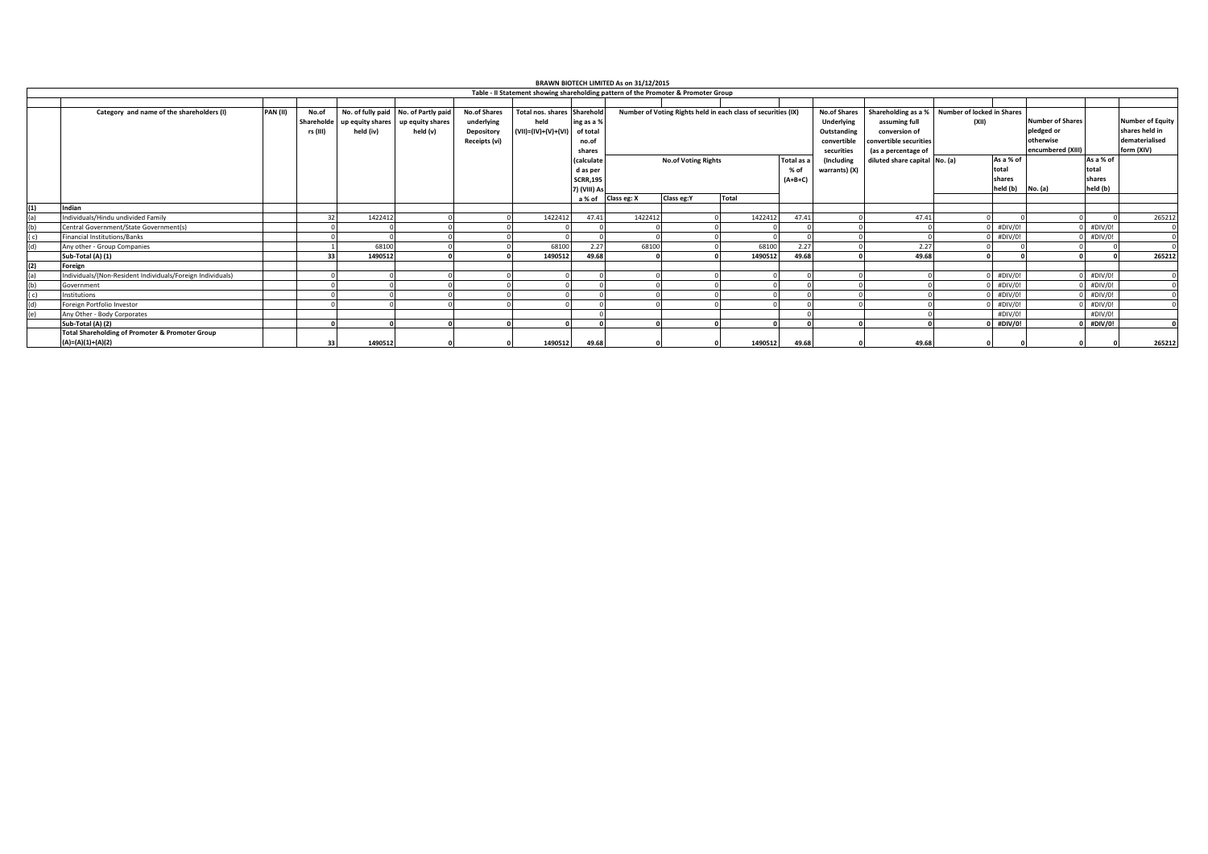**BRAWN BIOTECH LIMITED As on 31/12/2015**

**Table - II Statement showing shareholding pattern of the Promoter & Promoter Group**

| | Category and name of the shareholders (I) | PAN (II) | No.of Shareholders (III) | No. of fully paid up equity shares held (iv) | No. of Partly paid up equity shares held (v) | No.of Shares underlying Depository Receipts (vi) | Total nos. shares held (VII)=(IV)+(V)+(VI) | Shareholding as a % of total no.of shares (calculated as per SCRR,1957) (VIII) As a % of (A+B+C2) | Number of Voting Rights held in each class of securities (IX) | | | | No.of Shares Underlying Outstanding convertible securities (Including warrants) (X) | Shareholding as a % assuming full conversion of convertible securities (as a percentage of diluted share capital | Number of locked in Shares (XII) | | Number of Shares pledged or otherwise encumbered (XIII) | | Number of Equity shares held in dematerialised form (XIV) |
|---|---|---|---|---|---|---|---|---|---|---|---|---|---|---|---|---|---|---|---|
| | | | | | | | | | No.of Voting Rights | | | Total as a % of (A+B+C) | | | No. (a) | As a % of total shares held (b) | No. (a) | As a % of total shares held (b) | |
| | | | | | | | | | Class eg: X | Class eg:Y | Total | | | | | | | | |
| (1) | Indian | | | | | | | | | | | | | | | | | | |
| (a) | Individuals/Hindu undivided Family | | 32 | 1422412 | 0 | 0 | 1422412 | 47.41 | 1422412 | 0 | 1422412 | 47.41 | 0 | 47.41 | 0 | 0 | 0 | 0 | 265212 |
| (b) | Central Government/State Government(s) | | 0 | 0 | 0 | 0 | 0 | 0 | 0 | 0 | 0 | 0 | 0 | 0 | 0 | #DIV/0! | 0 | #DIV/0! | 0 |
| ( c) | Financial Institutions/Banks | | 0 | 0 | 0 | 0 | 0 | 0 | 0 | 0 | 0 | 0 | 0 | 0 | 0 | #DIV/0! | 0 | #DIV/0! | 0 |
| (d) | Any Other - Group Companies | | 1 | 68100 | 0 | 0 | 68100 | 2.27 | 68100 | 0 | 68100 | 2.27 | 0 | 2.27 | 0 | 0 | 0 | 0 | 0 |
| | **Sub-Total (A) (1)** | | **33** | **1490512** | **0** | **0** | **1490512** | **49.68** | **0** | **0** | **1490512** | **49.68** | **0** | **49.68** | **0** | **0** | **0** | **0** | **265212** |
| (2) | Foreign | | | | | | | | | | | | | | | | | | |
| (a) | Individuals/(Non-Resident Individuals/Foreign Individuals) | | 0 | 0 | 0 | 0 | 0 | 0 | 0 | 0 | 0 | 0 | 0 | 0 | 0 | #DIV/0! | 0 | #DIV/0! | 0 |
| (b) | Government | | 0 | 0 | 0 | 0 | 0 | 0 | 0 | 0 | 0 | 0 | 0 | 0 | 0 | #DIV/0! | 0 | #DIV/0! | 0 |
| ( c) | Institutions | | 0 | 0 | 0 | 0 | 0 | 0 | 0 | 0 | 0 | 0 | 0 | 0 | 0 | #DIV/0! | 0 | #DIV/0! | 0 |
| (d) | Foreign Portfolio Investor | | 0 | 0 | 0 | 0 | 0 | 0 | 0 | 0 | 0 | 0 | 0 | 0 | 0 | #DIV/0! | 0 | #DIV/0! | 0 |
| (e) | Any Other - Body Corporates | | | | | | | 0 | | | | 0 | | 0 | | #DIV/0! | | #DIV/0! | |
| | **Sub-Total (A) (2)** | | **0** | **0** | **0** | **0** | **0** | **0** | **0** | **0** | **0** | **0** | **0** | **0** | **0** | **#DIV/0!** | **0** | **#DIV/0!** | **0** |
| | **Total Shareholding of Promoter & Promoter Group (A)=(A)(1)+(A)(2)** | | **33** | **1490512** | **0** | **0** | **1490512** | **49.68** | **0** | **0** | **1490512** | **49.68** | **0** | **49.68** | **0** | **0** | **0** | **0** | **265212** |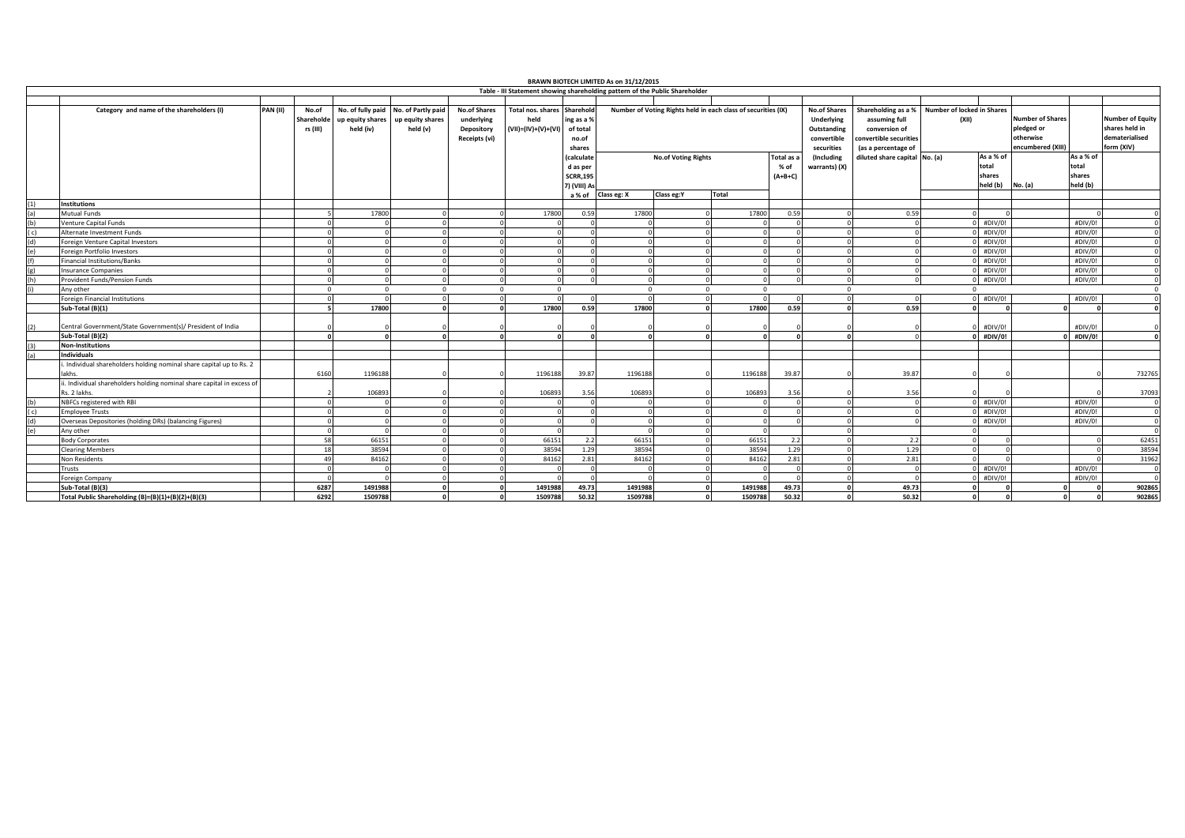# BRAWN BIOTECH LIMITED As on 31/12/2015

## Table - III Statement showing shareholding pattern of the Public Shareholder

| | Category and name of the shareholders (I) | PAN (II) | No.of Shareholders (III) | No. of fully paid up equity shares held (iv) | No. of Partly paid up equity shares held (v) | No.of Shares underlying Depository Receipts (vi) | Total nos. shares held (VII)=(IV)+(V)+(VI) | Shareholding as a % of total no.of shares (calculated as per SCRR,1957) (VIII) As a % of | Number of Voting Rights held in each class of securities (IX) | | | | No.of Shares Underlying Outstanding convertible securities (Including warrants) (X) | Shareholding as a % assuming full conversion of convertible securities (as a percentage of diluted share capital | Number of locked in Shares (XII) | | Number of Shares pledged or otherwise encumbered (XIII) | | Number of Equity shares held in dematerialised form (XIV) |
|---|---|---|---|---|---|---|---|---|---|---|---|---|---|---|---|---|---|---|---|
| | | | | | | | | | No.of Voting Rights | | | Total as a % of (A+B+C) | | | No. (a) | As a % of total shares held (b) | No. (a) | As a % of total shares held (b) | |
| | | | | | | | | | Class eg: X | Class eg:Y | Total | | | | | | | | |
| (1) | **Institutions** | | | | | | | | | | | | | | | | | | |
| (a) | Mutual Funds | | 5 | 17800 | 0 | 0 | 17800 | 0.59 | 17800 | 0 | 17800 | 0.59 | 0 | 0.59 | 0 | 0 | | 0 | 0 |
| (b) | Venture Capital Funds | | 0 | 0 | 0 | 0 | 0 | 0 | 0 | 0 | 0 | 0 | 0 | 0 | 0 | #DIV/0! | | #DIV/0! | 0 |
| ( c) | Alternate Investment Funds | | 0 | 0 | 0 | 0 | 0 | 0 | 0 | 0 | 0 | 0 | 0 | 0 | 0 | #DIV/0! | | #DIV/0! | 0 |
| (d) | Foreign Venture Capital Investors | | 0 | 0 | 0 | 0 | 0 | 0 | 0 | 0 | 0 | 0 | 0 | 0 | 0 | #DIV/0! | | #DIV/0! | 0 |
| (e) | Foreign Portfolio Investors | | 0 | 0 | 0 | 0 | 0 | 0 | 0 | 0 | 0 | 0 | 0 | 0 | 0 | #DIV/0! | | #DIV/0! | 0 |
| (f) | Financial Institutions/Banks | | 0 | 0 | 0 | 0 | 0 | 0 | 0 | 0 | 0 | 0 | 0 | 0 | 0 | #DIV/0! | | #DIV/0! | 0 |
| (g) | Insurance Companies | | 0 | 0 | 0 | 0 | 0 | 0 | 0 | 0 | 0 | 0 | 0 | 0 | 0 | #DIV/0! | | #DIV/0! | 0 |
| (h) | Provident Funds/Pension Funds | | 0 | 0 | 0 | 0 | 0 | 0 | 0 | 0 | 0 | 0 | 0 | 0 | 0 | #DIV/0! | | #DIV/0! | 0 |
| (i) | Any other | | 0 | 0 | 0 | 0 | 0 | | 0 | 0 | 0 | | 0 | | 0 | | | | 0 |
| | Foreign Financial Institutions | | 0 | 0 | 0 | 0 | 0 | 0 | 0 | 0 | 0 | 0 | 0 | 0 | 0 | #DIV/0! | | #DIV/0! | 0 |
| | **Sub-Total (B)(1)** | | **5** | **17800** | **0** | **0** | **17800** | **0.59** | **17800** | **0** | **17800** | **0.59** | **0** | **0.59** | **0** | **0** | **0** | **0** | **0** |
| (2) | Central Government/State Government(s)/ President of India | | 0 | 0 | 0 | 0 | 0 | 0 | 0 | 0 | 0 | 0 | 0 | 0 | 0 | #DIV/0! | | #DIV/0! | 0 |
| | **Sub-Total (B)(2)** | | **0** | **0** | **0** | **0** | **0** | **0** | **0** | **0** | **0** | **0** | **0** | 0 | **0** | **#DIV/0!** | **0** | **#DIV/0!** | **0** |
| (3) | **Non-Institutions** | | | | | | | | | | | | | | | | | | |
| (a) | **Individuals** | | | | | | | | | | | | | | | | | | |
| | i. Individual shareholders holding nominal share capital up to Rs. 2 lakhs. | | 6160 | 1196188 | 0 | 0 | 1196188 | 39.87 | 1196188 | 0 | 1196188 | 39.87 | 0 | 39.87 | 0 | 0 | | 0 | 732765 |
| | ii. Individual shareholders holding nominal share capital in excess of Rs. 2 lakhs. | | 2 | 106893 | 0 | 0 | 106893 | 3.56 | 106893 | 0 | 106893 | 3.56 | 0 | 3.56 | 0 | 0 | | 0 | 37093 |
| (b) | NBFCs registered with RBI | | 0 | 0 | 0 | 0 | 0 | 0 | 0 | 0 | 0 | 0 | 0 | 0 | 0 | #DIV/0! | | #DIV/0! | 0 |
| ( c) | Employee Trusts | | 0 | 0 | 0 | 0 | 0 | 0 | 0 | 0 | 0 | 0 | 0 | 0 | 0 | #DIV/0! | | #DIV/0! | 0 |
| (d) | Overseas Depositories (holding DRs) (balancing Figures) | | 0 | 0 | 0 | 0 | 0 | 0 | 0 | 0 | 0 | 0 | 0 | 0 | 0 | #DIV/0! | | #DIV/0! | 0 |
| (e) | Any other | | 0 | 0 | 0 | 0 | 0 | | 0 | 0 | 0 | | 0 | | 0 | | | | 0 |
| | Body Corporates | | 58 | 66151 | 0 | 0 | 66151 | 2.2 | 66151 | 0 | 66151 | 2.2 | 0 | 2.2 | 0 | 0 | | 0 | 62451 |
| | Clearing Members | | 18 | 38594 | 0 | 0 | 38594 | 1.29 | 38594 | 0 | 38594 | 1.29 | 0 | 1.29 | 0 | 0 | | 0 | 38594 |
| | Non Residents | | 49 | 84162 | 0 | 0 | 84162 | 2.81 | 84162 | 0 | 84162 | 2.81 | 0 | 2.81 | 0 | 0 | | 0 | 31962 |
| | Trusts | | 0 | 0 | 0 | 0 | 0 | 0 | 0 | 0 | 0 | 0 | 0 | 0 | 0 | #DIV/0! | | #DIV/0! | 0 |
| | Foreign Company | | 0 | 0 | 0 | 0 | 0 | 0 | 0 | 0 | 0 | 0 | 0 | 0 | 0 | #DIV/0! | | #DIV/0! | 0 |
| | **Sub-Total (B)(3)** | | **6287** | **1491988** | **0** | **0** | **1491988** | **49.73** | **1491988** | **0** | **1491988** | **49.73** | **0** | **49.73** | **0** | **0** | **0** | **0** | **902865** |
| | **Total Public Shareholding (B)=(B)(1)+(B)(2)+(B)(3)** | | **6292** | **1509788** | **0** | **0** | **1509788** | **50.32** | **1509788** | **0** | **1509788** | **50.32** | **0** | **50.32** | **0** | **0** | **0** | **0** | **902865** |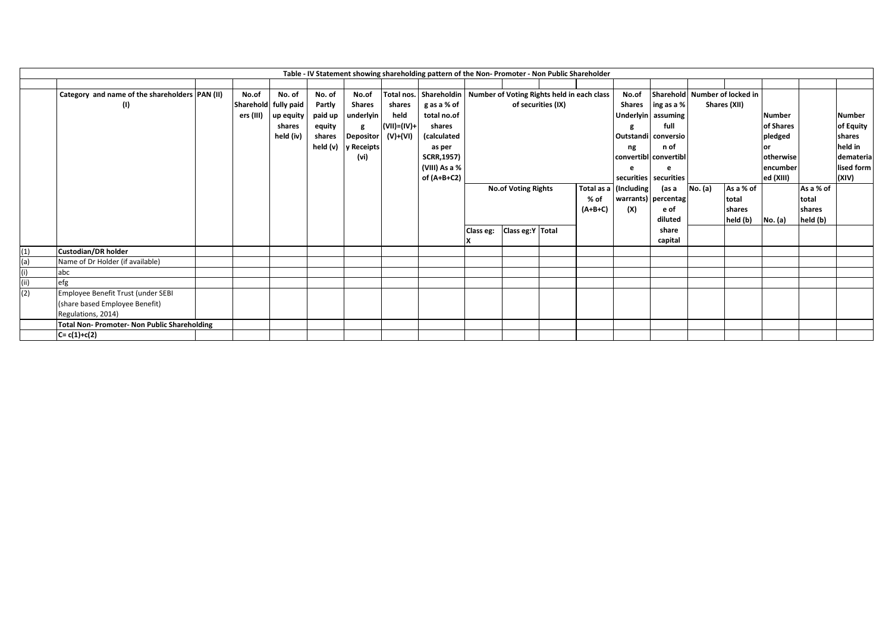**Table - IV Statement showing shareholding pattern of the Non- Promoter - Non Public Shareholder**

| | Category and name of the shareholders (I) | PAN (II) | No.of Shareholders (III) | No. of fully paid up equity shares held (iv) | No. of Partly paid up equity shares held (v) | No.of Shares underlying Depository Receipts (vi) | Total nos. shares held (VII)=(IV)+(V)+(VI) | Shareholding as a % of total no.of shares (calculated as per SCRR,1957) (VIII) As a % of (A+B+C2) | Number of Voting Rights held in each class of securities (IX) | | | | No.of Shares Underlying Outstanding convertible securities (Including warrants) (X) | Shareholding as a % assuming full conversion of convertible securities (as a percentage of diluted share capital) | Number of locked in Shares (XII) | | Number of Shares pledged or otherwise encumbered (XIII) | | Number of Equity shares held in dematerialised form (XIV) |
|---|---|---|---|---|---|---|---|---|---|---|---|---|---|---|---|---|---|---|---|
| | | | | | | | | | No.of Voting Rights | | | Total as a % of (A+B+C) | | | No. (a) | As a % of total shares held (b) | No. (a) | As a % of total shares held (b) | |
| | | | | | | | | | Class eg: X | Class eg:Y | Total | | | | | | | | |
| (1) | **Custodian/DR holder** | | | | | | | | | | | | | | | | | | |
| (a) | Name of Dr Holder (if available) | | | | | | | | | | | | | | | | | | |
| (i) | abc | | | | | | | | | | | | | | | | | | |
| (ii) | efg | | | | | | | | | | | | | | | | | | |
| (2) | Employee Benefit Trust (under SEBI (share based Employee Benefit) Regulations, 2014) | | | | | | | | | | | | | | | | | | |
| | **Total Non- Promoter- Non Public Shareholding** | | | | | | | | | | | | | | | | | | |
| | **C= c(1)+c(2)** | | | | | | | | | | | | | | | | | | |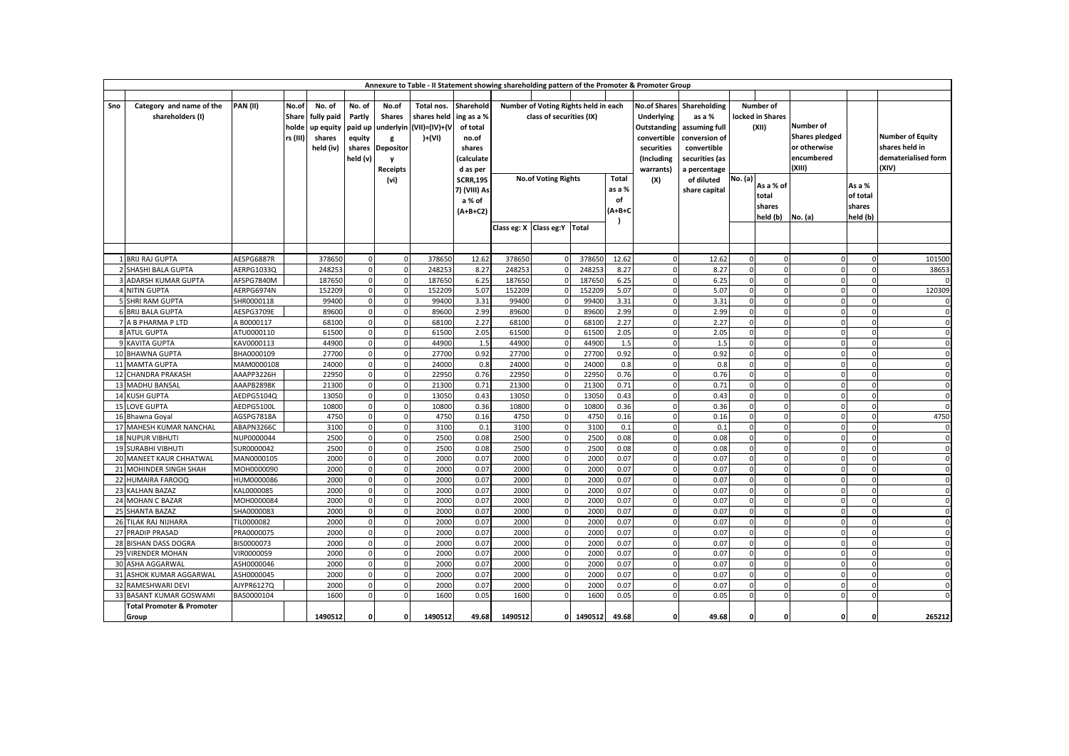**Annexure to Table - II Statement showing shareholding pattern of the Promoter & Promoter Group**

| Sno | Category and name of the shareholders (I) | PAN (II) | No.of Share holders (III) | No. of fully paid up equity shares held (iv) | No. of Partly paid up equity shares held (v) | No.of Shares underlying Depository Receipts (vi) | Total nos. shares held (VII)=(IV)+(V)+(VI) | Shareholding as a % of total no.of shares (calculated as per SCRR,1957) (VIII) As a % of (A+B+C2) | Number of Voting Rights held in each class of securities (IX) | | | | No.of Shares Underlying Outstanding convertible securities (Including warrants) (X) | Shareholding as a % assuming full conversion of convertible securities (as a percentage of diluted share capital | Number of locked in Shares (XII) | | Number of Shares pledged or otherwise encumbered (XIII) | | Number of Equity shares held in dematerialised form (XIV) |
|---|---|---|---|---|---|---|---|---|---|---|---|---|---|---|---|---|---|---|---|
| | | | | | | | | | No.of Voting Rights | | | Total as a % of (A+B+C) | | | No. (a) | As a % of total shares held (b) | No. (a) | As a % of total shares held (b) | |
| | | | | | | | | | Class eg: X | Class eg:Y | Total | | | | | | | | |
| 1 | BRIJ RAJ GUPTA | AESPG6887R | | 378650 | 0 | 0 | 378650 | 12.62 | 378650 | 0 | 378650 | 12.62 | 0 | 12.62 | 0 | 0 | 0 | 0 | 101500 |
| 2 | SHASHI BALA GUPTA | AERPG1033Q | | 248253 | 0 | 0 | 248253 | 8.27 | 248253 | 0 | 248253 | 8.27 | 0 | 8.27 | 0 | 0 | 0 | 0 | 38653 |
| 3 | ADARSH KUMAR GUPTA | AFSPG7840M | | 187650 | 0 | 0 | 187650 | 6.25 | 187650 | 0 | 187650 | 6.25 | 0 | 6.25 | 0 | 0 | 0 | 0 | 0 |
| 4 | NITIN GUPTA | AERPG6974N | | 152209 | 0 | 0 | 152209 | 5.07 | 152209 | 0 | 152209 | 5.07 | 0 | 5.07 | 0 | 0 | 0 | 0 | 120309 |
| 5 | SHRI RAM GUPTA | SHR0000118 | | 99400 | 0 | 0 | 99400 | 3.31 | 99400 | 0 | 99400 | 3.31 | 0 | 3.31 | 0 | 0 | 0 | 0 | 0 |
| 6 | BRIJ BALA GUPTA | AESPG3709E | | 89600 | 0 | 0 | 89600 | 2.99 | 89600 | 0 | 89600 | 2.99 | 0 | 2.99 | 0 | 0 | 0 | 0 | 0 |
| 7 | A B PHARMA P LTD | A B0000117 | | 68100 | 0 | 0 | 68100 | 2.27 | 68100 | 0 | 68100 | 2.27 | 0 | 2.27 | 0 | 0 | 0 | 0 | 0 |
| 8 | ATUL GUPTA | ATU0000110 | | 61500 | 0 | 0 | 61500 | 2.05 | 61500 | 0 | 61500 | 2.05 | 0 | 2.05 | 0 | 0 | 0 | 0 | 0 |
| 9 | KAVITA GUPTA | KAV0000113 | | 44900 | 0 | 0 | 44900 | 1.5 | 44900 | 0 | 44900 | 1.5 | 0 | 1.5 | 0 | 0 | 0 | 0 | 0 |
| 10 | BHAWNA GUPTA | BHA0000109 | | 27700 | 0 | 0 | 27700 | 0.92 | 27700 | 0 | 27700 | 0.92 | 0 | 0.92 | 0 | 0 | 0 | 0 | 0 |
| 11 | MAMTA GUPTA | MAM0000108 | | 24000 | 0 | 0 | 24000 | 0.8 | 24000 | 0 | 24000 | 0.8 | 0 | 0.8 | 0 | 0 | 0 | 0 | 0 |
| 12 | CHANDRA PRAKASH | AAAPP3226H | | 22950 | 0 | 0 | 22950 | 0.76 | 22950 | 0 | 22950 | 0.76 | 0 | 0.76 | 0 | 0 | 0 | 0 | 0 |
| 13 | MADHU BANSAL | AAAPB2898K | | 21300 | 0 | 0 | 21300 | 0.71 | 21300 | 0 | 21300 | 0.71 | 0 | 0.71 | 0 | 0 | 0 | 0 | 0 |
| 14 | KUSH GUPTA | AEDPG5104Q | | 13050 | 0 | 0 | 13050 | 0.43 | 13050 | 0 | 13050 | 0.43 | 0 | 0.43 | 0 | 0 | 0 | 0 | 0 |
| 15 | LOVE GUPTA | AEDPG5100L | | 10800 | 0 | 0 | 10800 | 0.36 | 10800 | 0 | 10800 | 0.36 | 0 | 0.36 | 0 | 0 | 0 | 0 | 0 |
| 16 | Bhawna Goyal | AGSPG7818A | | 4750 | 0 | 0 | 4750 | 0.16 | 4750 | 0 | 4750 | 0.16 | 0 | 0.16 | 0 | 0 | 0 | 0 | 4750 |
| 17 | MAHESH KUMAR NANCHAL | ABAPN3266C | | 3100 | 0 | 0 | 3100 | 0.1 | 3100 | 0 | 3100 | 0.1 | 0 | 0.1 | 0 | 0 | 0 | 0 | 0 |
| 18 | NUPUR VIBHUTI | NUP0000044 | | 2500 | 0 | 0 | 2500 | 0.08 | 2500 | 0 | 2500 | 0.08 | 0 | 0.08 | 0 | 0 | 0 | 0 | 0 |
| 19 | SURABHI VIBHUTI | SUR0000042 | | 2500 | 0 | 0 | 2500 | 0.08 | 2500 | 0 | 2500 | 0.08 | 0 | 0.08 | 0 | 0 | 0 | 0 | 0 |
| 20 | MANEET KAUR CHHATWAL | MAN0000105 | | 2000 | 0 | 0 | 2000 | 0.07 | 2000 | 0 | 2000 | 0.07 | 0 | 0.07 | 0 | 0 | 0 | 0 | 0 |
| 21 | MOHINDER SINGH SHAH | MOH0000090 | | 2000 | 0 | 0 | 2000 | 0.07 | 2000 | 0 | 2000 | 0.07 | 0 | 0.07 | 0 | 0 | 0 | 0 | 0 |
| 22 | HUMAIRA FAROOQ | HUM0000086 | | 2000 | 0 | 0 | 2000 | 0.07 | 2000 | 0 | 2000 | 0.07 | 0 | 0.07 | 0 | 0 | 0 | 0 | 0 |
| 23 | KALHAN BAZAZ | KAL0000085 | | 2000 | 0 | 0 | 2000 | 0.07 | 2000 | 0 | 2000 | 0.07 | 0 | 0.07 | 0 | 0 | 0 | 0 | 0 |
| 24 | MOHAN C BAZAR | MOH0000084 | | 2000 | 0 | 0 | 2000 | 0.07 | 2000 | 0 | 2000 | 0.07 | 0 | 0.07 | 0 | 0 | 0 | 0 | 0 |
| 25 | SHANTA BAZAZ | SHA0000083 | | 2000 | 0 | 0 | 2000 | 0.07 | 2000 | 0 | 2000 | 0.07 | 0 | 0.07 | 0 | 0 | 0 | 0 | 0 |
| 26 | TILAK RAJ NIJHARA | TIL0000082 | | 2000 | 0 | 0 | 2000 | 0.07 | 2000 | 0 | 2000 | 0.07 | 0 | 0.07 | 0 | 0 | 0 | 0 | 0 |
| 27 | PRADIP PRASAD | PRA0000075 | | 2000 | 0 | 0 | 2000 | 0.07 | 2000 | 0 | 2000 | 0.07 | 0 | 0.07 | 0 | 0 | 0 | 0 | 0 |
| 28 | BISHAN DASS DOGRA | BIS0000073 | | 2000 | 0 | 0 | 2000 | 0.07 | 2000 | 0 | 2000 | 0.07 | 0 | 0.07 | 0 | 0 | 0 | 0 | 0 |
| 29 | VIRENDER MOHAN | VIR0000059 | | 2000 | 0 | 0 | 2000 | 0.07 | 2000 | 0 | 2000 | 0.07 | 0 | 0.07 | 0 | 0 | 0 | 0 | 0 |
| 30 | ASHA AGGARWAL | ASH0000046 | | 2000 | 0 | 0 | 2000 | 0.07 | 2000 | 0 | 2000 | 0.07 | 0 | 0.07 | 0 | 0 | 0 | 0 | 0 |
| 31 | ASHOK KUMAR AGGARWAL | ASH0000045 | | 2000 | 0 | 0 | 2000 | 0.07 | 2000 | 0 | 2000 | 0.07 | 0 | 0.07 | 0 | 0 | 0 | 0 | 0 |
| 32 | RAMESHWARI DEVI | AJYPR6127Q | | 2000 | 0 | 0 | 2000 | 0.07 | 2000 | 0 | 2000 | 0.07 | 0 | 0.07 | 0 | 0 | 0 | 0 | 0 |
| 33 | BASANT KUMAR GOSWAMI | BAS0000104 | | 1600 | 0 | 0 | 1600 | 0.05 | 1600 | 0 | 1600 | 0.05 | 0 | 0.05 | 0 | 0 | 0 | 0 | 0 |
| | **Total Promoter & Promoter Group** | | | **1490512** | **0** | **0** | **1490512** | **49.68** | **1490512** | **0** | **1490512** | **49.68** | **0** | **49.68** | **0** | **0** | **0** | **0** | **265212** |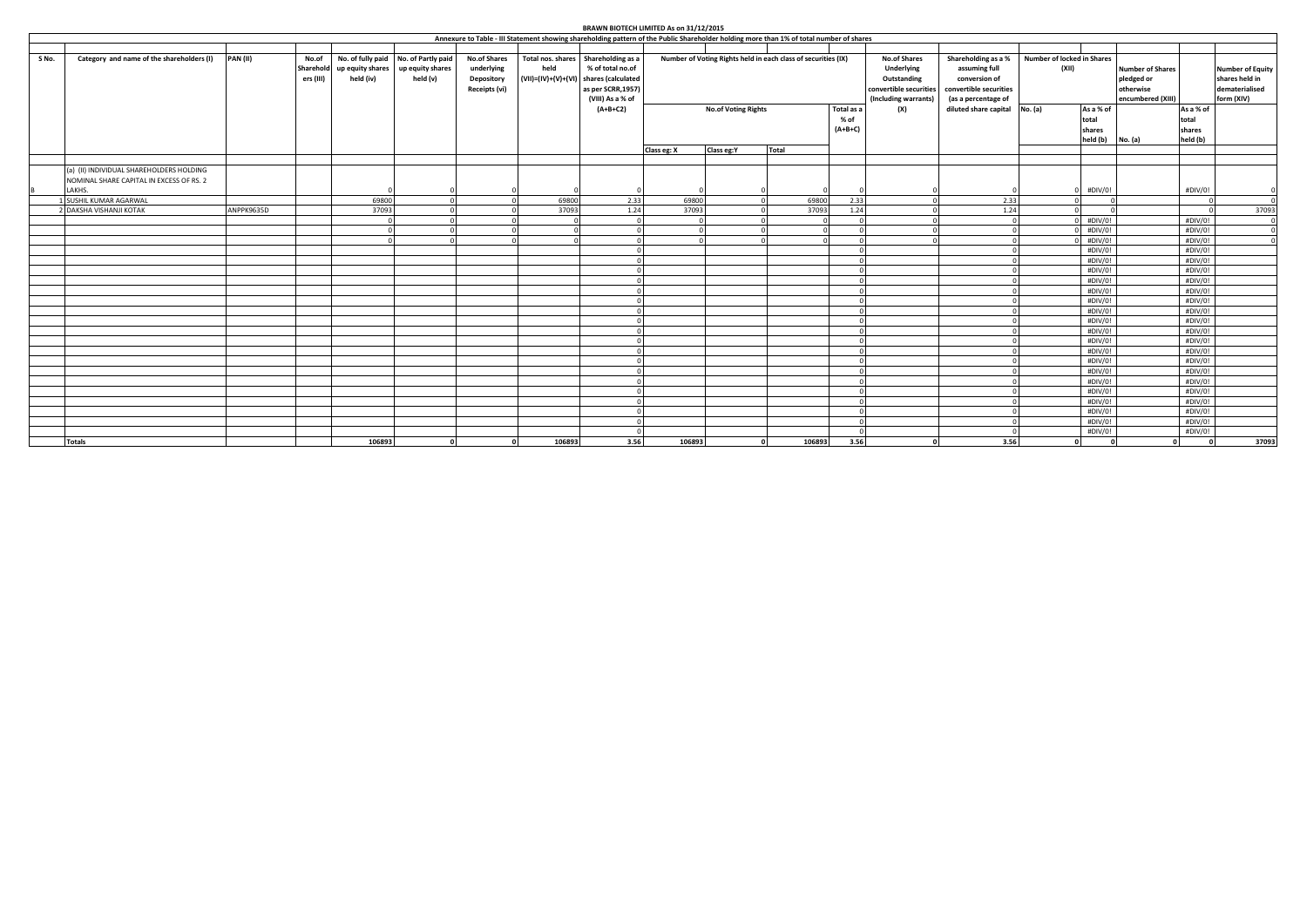**BRAWN BIOTECH LIMITED As on 31/12/2015**

**Annexure to Table - III Statement showing shareholding pattern of the Public Shareholder holding more than 1% of total number of shares**

| S No. | Category and name of the shareholders (I) | PAN (II) | No.of Shareholders (III) | No. of fully paid up equity shares held (iv) | No. of Partly paid up equity shares held (v) | No.of Shares underlying Depository Receipts (vi) | Total nos. shares held (VII)=(IV)+(V)+(VI) | Shareholding as a % of total no.of shares (calculated as per SCRR,1957) (VIII) As a % of (A+B+C2) | Number of Voting Rights held in each class of securities (IX) | | | | No.of Shares Underlying Outstanding convertible securities (Including warrants) (X) | Shareholding as a % assuming full conversion of convertible securities (as a percentage of diluted share capital | Number of locked in Shares (XII) | | Number of Shares pledged or otherwise encumbered (XIII) | | Number of Equity shares held in dematerialised form (XIV) |
|---|---|---|---|---|---|---|---|---|---|---|---|---|---|---|---|---|---|---|---|
| | | | | | | | | | No.of Voting Rights | | | Total as a % of (A+B+C) | | | No. (a) | As a % of total shares held (b) | No. (a) | As a % of total shares held (b) | |
| | | | | | | | | | Class eg: X | Class eg:Y | Total | | | | | | | | |
| B | (a) (II) INDIVIDUAL SHAREHOLDERS HOLDING NOMINAL SHARE CAPITAL IN EXCESS OF RS. 2 LAKHS. | | | 0 | 0 | 0 | 0 | 0 | 0 | 0 | 0 | 0 | 0 | 0 | 0 | #DIV/0! | | #DIV/0! | 0 |
| 1 | SUSHIL KUMAR AGARWAL | | | 69800 | 0 | 0 | 69800 | 2.33 | 69800 | 0 | 69800 | 2.33 | 0 | 2.33 | 0 | 0 | | 0 | 0 |
| 2 | DAKSHA VISHANJI KOTAK | ANPPK9635D | | 37093 | 0 | 0 | 37093 | 1.24 | 37093 | 0 | 37093 | 1.24 | 0 | 1.24 | 0 | 0 | | 0 | 37093 |
| | | | | 0 | 0 | 0 | 0 | 0 | 0 | 0 | 0 | 0 | 0 | 0 | 0 | #DIV/0! | | #DIV/0! | 0 |
| | | | | 0 | 0 | 0 | 0 | 0 | 0 | 0 | 0 | 0 | 0 | 0 | 0 | #DIV/0! | | #DIV/0! | 0 |
| | | | | | | | | 0 | | | | 0 | | 0 | | #DIV/0! | | #DIV/0! | |
| | | | | | | | | 0 | | | | 0 | | 0 | | #DIV/0! | | #DIV/0! | |
| | | | | | | | | 0 | | | | 0 | | 0 | | #DIV/0! | | #DIV/0! | |
| | | | | | | | | 0 | | | | 0 | | 0 | | #DIV/0! | | #DIV/0! | |
| | | | | | | | | 0 | | | | 0 | | 0 | | #DIV/0! | | #DIV/0! | |
| | | | | | | | | 0 | | | | 0 | | 0 | | #DIV/0! | | #DIV/0! | |
| | | | | | | | | 0 | | | | 0 | | 0 | | #DIV/0! | | #DIV/0! | |
| | | | | | | | | 0 | | | | 0 | | 0 | | #DIV/0! | | #DIV/0! | |
| | | | | | | | | 0 | | | | 0 | | 0 | | #DIV/0! | | #DIV/0! | |
| | | | | | | | | 0 | | | | 0 | | 0 | | #DIV/0! | | #DIV/0! | |
| | | | | | | | | 0 | | | | 0 | | 0 | | #DIV/0! | | #DIV/0! | |
| | | | | | | | | 0 | | | | 0 | | 0 | | #DIV/0! | | #DIV/0! | |
| | | | | | | | | 0 | | | | 0 | | 0 | | #DIV/0! | | #DIV/0! | |
| | | | | | | | | 0 | | | | 0 | | 0 | | #DIV/0! | | #DIV/0! | |
| | | | | | | | | 0 | | | | 0 | | 0 | | | | | |
| | Totals | | | 106893 | 0 | 0 | 106893 | 3.56 | 106893 | 0 | 106893 | 3.56 | 0 | 3.56 | 0 | 0 | 0 | 0 | 37093 |